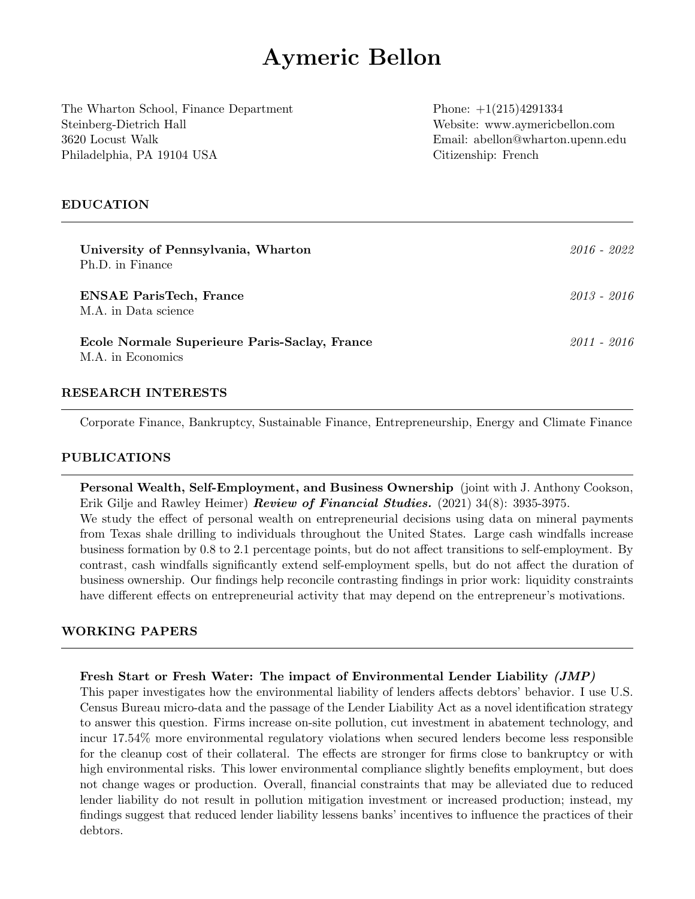# Aymeric Bellon

The Wharton School, Finance Department
Steinberg-Dietrich Hall
3620 Locust Walk
Philadelphia, PA 19104 USA

Phone: +1(215)4291334
Website: www.aymericbellon.com
Email: abellon@wharton.upenn.edu
Citizenship: French

## EDUCATION

**University of Pennsylvania, Wharton** *2016 - 2022*
Ph.D. in Finance

**ENSAE ParisTech, France** *2013 - 2016*
M.A. in Data science

**Ecole Normale Superieure Paris-Saclay, France** *2011 - 2016*
M.A. in Economics

## RESEARCH INTERESTS

Corporate Finance, Bankruptcy, Sustainable Finance, Entrepreneurship, Energy and Climate Finance

## PUBLICATIONS

**Personal Wealth, Self-Employment, and Business Ownership** (joint with J. Anthony Cookson, Erik Gilje and Rawley Heimer) ***Review of Financial Studies.*** (2021) 34(8): 3935-3975.
We study the effect of personal wealth on entrepreneurial decisions using data on mineral payments from Texas shale drilling to individuals throughout the United States. Large cash windfalls increase business formation by 0.8 to 2.1 percentage points, but do not affect transitions to self-employment. By contrast, cash windfalls significantly extend self-employment spells, but do not affect the duration of business ownership. Our findings help reconcile contrasting findings in prior work: liquidity constraints have different effects on entrepreneurial activity that may depend on the entrepreneur's motivations.

## WORKING PAPERS

**Fresh Start or Fresh Water: The impact of Environmental Lender Liability *(JMP)***
This paper investigates how the environmental liability of lenders affects debtors' behavior. I use U.S. Census Bureau micro-data and the passage of the Lender Liability Act as a novel identification strategy to answer this question. Firms increase on-site pollution, cut investment in abatement technology, and incur 17.54% more environmental regulatory violations when secured lenders become less responsible for the cleanup cost of their collateral. The effects are stronger for firms close to bankruptcy or with high environmental risks. This lower environmental compliance slightly benefits employment, but does not change wages or production. Overall, financial constraints that may be alleviated due to reduced lender liability do not result in pollution mitigation investment or increased production; instead, my findings suggest that reduced lender liability lessens banks' incentives to influence the practices of their debtors.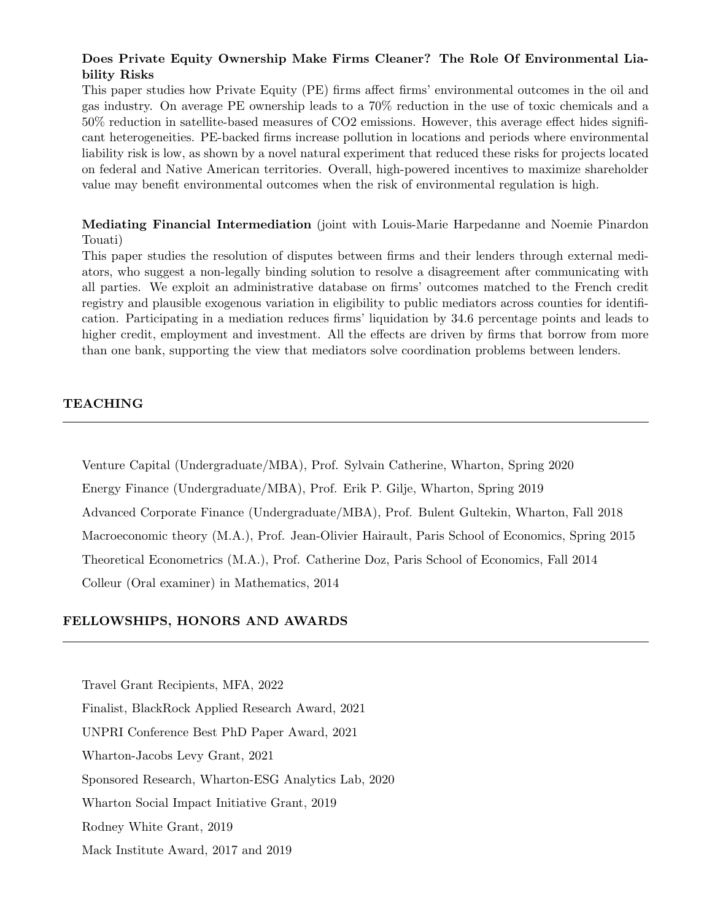**Does Private Equity Ownership Make Firms Cleaner? The Role Of Environmental Liability Risks**

This paper studies how Private Equity (PE) firms affect firms' environmental outcomes in the oil and gas industry. On average PE ownership leads to a 70% reduction in the use of toxic chemicals and a 50% reduction in satellite-based measures of $CO_2$ emissions. However, this average effect hides significant heterogeneities. PE-backed firms increase pollution in locations and periods where environmental liability risk is low, as shown by a novel natural experiment that reduced these risks for projects located on federal and Native American territories. Overall, high-powered incentives to maximize shareholder value may benefit environmental outcomes when the risk of environmental regulation is high.

**Mediating Financial Intermediation** (joint with Louis-Marie Harpedanne and Noemie Pinardon Touati)

This paper studies the resolution of disputes between firms and their lenders through external mediators, who suggest a non-legally binding solution to resolve a disagreement after communicating with all parties. We exploit an administrative database on firms' outcomes matched to the French credit registry and plausible exogenous variation in eligibility to public mediators across counties for identification. Participating in a mediation reduces firms' liquidation by 34.6 percentage points and leads to higher credit, employment and investment. All the effects are driven by firms that borrow from more than one bank, supporting the view that mediators solve coordination problems between lenders.

## TEACHING

Venture Capital (Undergraduate/MBA), Prof. Sylvain Catherine, Wharton, Spring 2020

Energy Finance (Undergraduate/MBA), Prof. Erik P. Gilje, Wharton, Spring 2019

Advanced Corporate Finance (Undergraduate/MBA), Prof. Bulent Gultekin, Wharton, Fall 2018

Macroeconomic theory (M.A.), Prof. Jean-Olivier Hairault, Paris School of Economics, Spring 2015

Theoretical Econometrics (M.A.), Prof. Catherine Doz, Paris School of Economics, Fall 2014

Colleur (Oral examiner) in Mathematics, 2014

## FELLOWSHIPS, HONORS AND AWARDS

Travel Grant Recipients, MFA, 2022

Finalist, BlackRock Applied Research Award, 2021

UNPRI Conference Best PhD Paper Award, 2021

Wharton-Jacobs Levy Grant, 2021

Sponsored Research, Wharton-ESG Analytics Lab, 2020

Wharton Social Impact Initiative Grant, 2019

Rodney White Grant, 2019

Mack Institute Award, 2017 and 2019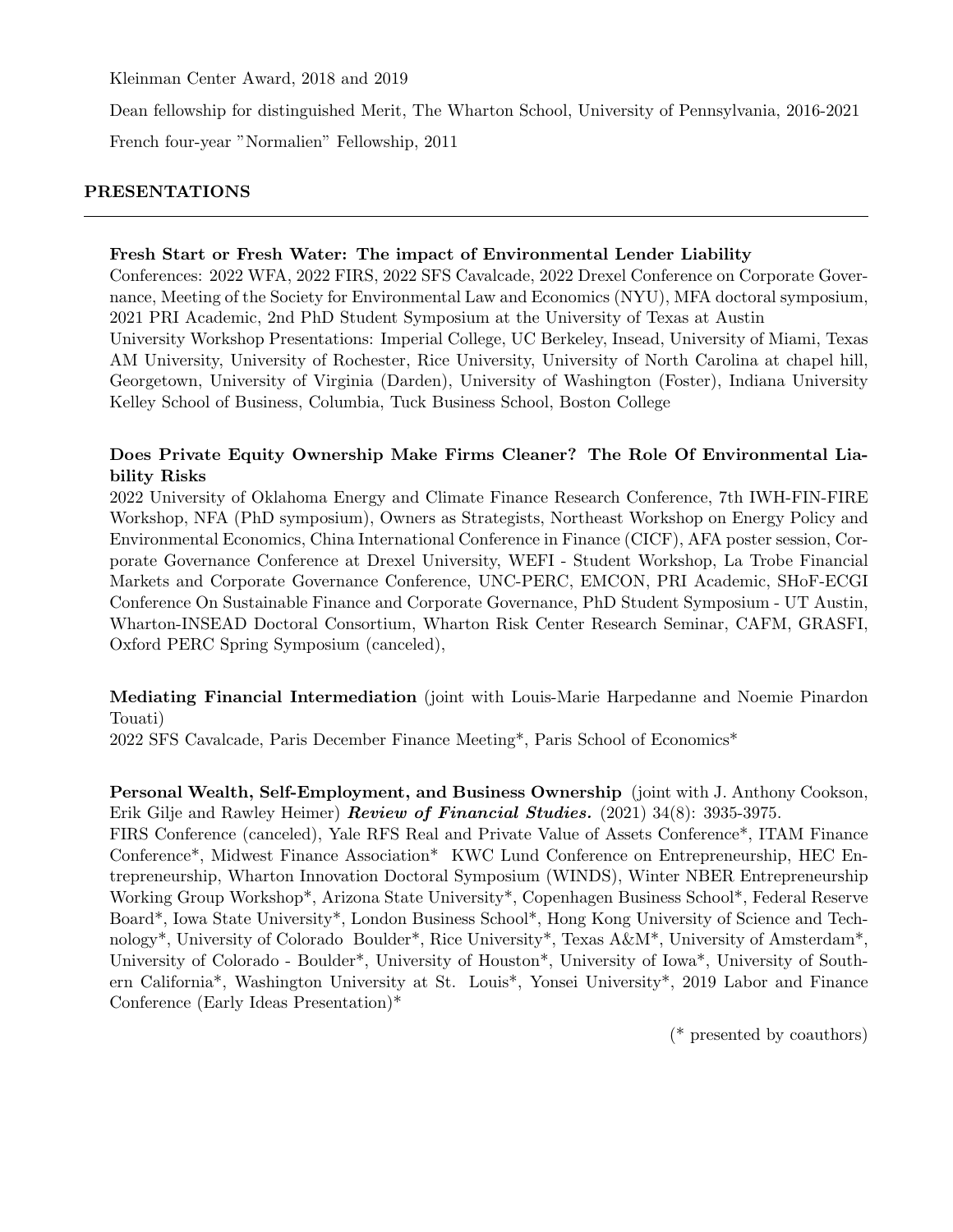Kleinman Center Award, 2018 and 2019

Dean fellowship for distinguished Merit, The Wharton School, University of Pennsylvania, 2016-2021

French four-year "Normalien" Fellowship, 2011

## PRESENTATIONS

**Fresh Start or Fresh Water: The impact of Environmental Lender Liability**
Conferences: 2022 WFA, 2022 FIRS, 2022 SFS Cavalcade, 2022 Drexel Conference on Corporate Governance, Meeting of the Society for Environmental Law and Economics (NYU), MFA doctoral symposium, 2021 PRI Academic, 2nd PhD Student Symposium at the University of Texas at Austin
University Workshop Presentations: Imperial College, UC Berkeley, Insead, University of Miami, Texas AM University, University of Rochester, Rice University, University of North Carolina at chapel hill, Georgetown, University of Virginia (Darden), University of Washington (Foster), Indiana University Kelley School of Business, Columbia, Tuck Business School, Boston College

**Does Private Equity Ownership Make Firms Cleaner? The Role Of Environmental Liability Risks**
2022 University of Oklahoma Energy and Climate Finance Research Conference, 7th IWH-FIN-FIRE Workshop, NFA (PhD symposium), Owners as Strategists, Northeast Workshop on Energy Policy and Environmental Economics, China International Conference in Finance (CICF), AFA poster session, Corporate Governance Conference at Drexel University, WEFI - Student Workshop, La Trobe Financial Markets and Corporate Governance Conference, UNC-PERC, EMCON, PRI Academic, SHoF-ECGI Conference On Sustainable Finance and Corporate Governance, PhD Student Symposium - UT Austin, Wharton-INSEAD Doctoral Consortium, Wharton Risk Center Research Seminar, CAFM, GRASFI, Oxford PERC Spring Symposium (canceled),

**Mediating Financial Intermediation** (joint with Louis-Marie Harpedanne and Noemie Pinardon Touati)
2022 SFS Cavalcade, Paris December Finance Meeting*, Paris School of Economics*

**Personal Wealth, Self-Employment, and Business Ownership** (joint with J. Anthony Cookson, Erik Gilje and Rawley Heimer) ***Review of Financial Studies.*** (2021) 34(8): 3935-3975.
FIRS Conference (canceled), Yale RFS Real and Private Value of Assets Conference*, ITAM Finance Conference*, Midwest Finance Association* KWC Lund Conference on Entrepreneurship, HEC Entrepreneurship, Wharton Innovation Doctoral Symposium (WINDS), Winter NBER Entrepreneurship Working Group Workshop*, Arizona State University*, Copenhagen Business School*, Federal Reserve Board*, Iowa State University*, London Business School*, Hong Kong University of Science and Technology*, University of Colorado Boulder*, Rice University*, Texas A&M*, University of Amsterdam*, University of Colorado - Boulder*, University of Houston*, University of Iowa*, University of Southern California*, Washington University at St. Louis*, Yonsei University*, 2019 Labor and Finance Conference (Early Ideas Presentation)*

(* presented by coauthors)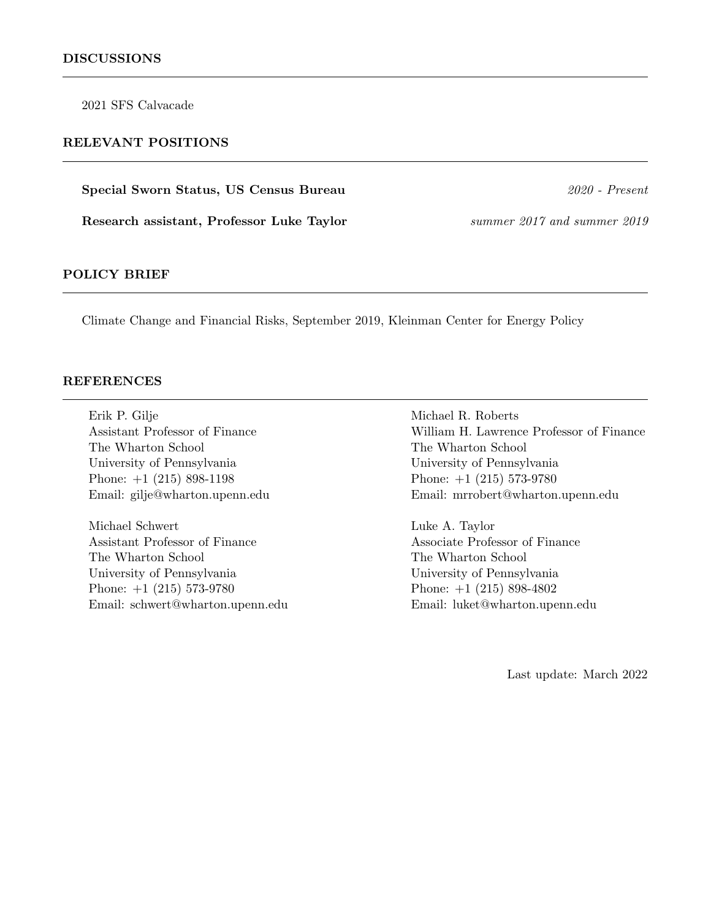## DISCUSSIONS

2021 SFS Calvacade

## RELEVANT POSITIONS

**Special Sworn Status, US Census Bureau** *2020 - Present*

**Research assistant, Professor Luke Taylor** *summer 2017 and summer 2019*

## POLICY BRIEF

Climate Change and Financial Risks, September 2019, Kleinman Center for Energy Policy

## REFERENCES

Erik P. Gilje
Assistant Professor of Finance
The Wharton School
University of Pennsylvania
Phone: +1 (215) 898-1198
Email: gilje@wharton.upenn.edu

Michael R. Roberts
William H. Lawrence Professor of Finance
The Wharton School
University of Pennsylvania
Phone: +1 (215) 573-9780
Email: mrrobert@wharton.upenn.edu

Michael Schwert
Assistant Professor of Finance
The Wharton School
University of Pennsylvania
Phone: +1 (215) 573-9780
Email: schwert@wharton.upenn.edu

Luke A. Taylor
Associate Professor of Finance
The Wharton School
University of Pennsylvania
Phone: +1 (215) 898-4802
Email: luket@wharton.upenn.edu

Last update: March 2022